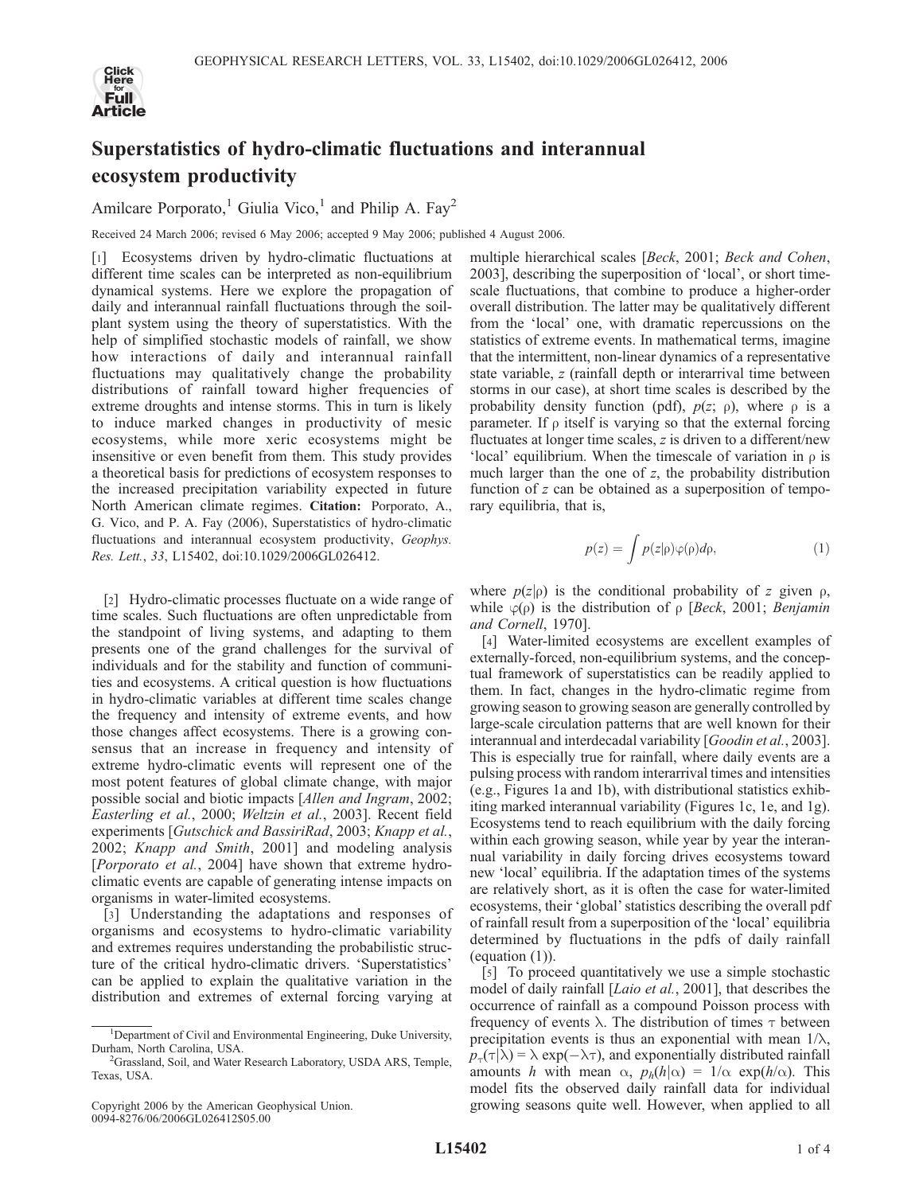# Superstatistics of hydro-climatic fluctuations and interannual ecosystem productivity

Amilcare Porporato,[1] Giulia Vico,[1] and Philip A. Fay[2]

Received 24 March 2006; revised 6 May 2006; accepted 9 May 2006; published 4 August 2006.

[1] Ecosystems driven by hydro-climatic fluctuations at different time scales can be interpreted as non-equilibrium dynamical systems. Here we explore the propagation of daily and interannual rainfall fluctuations through the soil-plant system using the theory of superstatistics. With the help of simplified stochastic models of rainfall, we show how interactions of daily and interannual rainfall fluctuations may qualitatively change the probability distributions of rainfall toward higher frequencies of extreme droughts and intense storms. This in turn is likely to induce marked changes in productivity of mesic ecosystems, while more xeric ecosystems might be insensitive or even benefit from them. This study provides a theoretical basis for predictions of ecosystem responses to the increased precipitation variability expected in future North American climate regimes. **Citation:** Porporato, A., G. Vico, and P. A. Fay (2006), Superstatistics of hydro-climatic fluctuations and interannual ecosystem productivity, *Geophys. Res. Lett.*, *33*, L15402, doi:10.1029/2006GL026412.

[2] Hydro-climatic processes fluctuate on a wide range of time scales. Such fluctuations are often unpredictable from the standpoint of living systems, and adapting to them presents one of the grand challenges for the survival of individuals and for the stability and function of communities and ecosystems. A critical question is how fluctuations in hydro-climatic variables at different time scales change the frequency and intensity of extreme events, and how those changes affect ecosystems. There is a growing consensus that an increase in frequency and intensity of extreme hydro-climatic events will represent one of the most potent features of global climate change, with major possible social and biotic impacts [*Allen and Ingram*, 2002; *Easterling et al.*, 2000; *Weltzin et al.*, 2003]. Recent field experiments [*Gutschick and BassiriRad*, 2003; *Knapp et al.*, 2002; *Knapp and Smith*, 2001] and modeling analysis [*Porporato et al.*, 2004] have shown that extreme hydro-climatic events are capable of generating intense impacts on organisms in water-limited ecosystems.

[3] Understanding the adaptations and responses of organisms and ecosystems to hydro-climatic variability and extremes requires understanding the probabilistic structure of the critical hydro-climatic drivers. 'Superstatistics' can be applied to explain the qualitative variation in the distribution and extremes of external forcing varying at multiple hierarchical scales [*Beck*, 2001; *Beck and Cohen*, 2003], describing the superposition of 'local', or short time-scale fluctuations, that combine to produce a higher-order overall distribution. The latter may be qualitatively different from the 'local' one, with dramatic repercussions on the statistics of extreme events. In mathematical terms, imagine that the intermittent, non-linear dynamics of a representative state variable, $z$ (rainfall depth or interarrival time between storms in our case), at short time scales is described by the probability density function (pdf), $p(z; \rho)$, where $\rho$ is a parameter. If $\rho$ itself is varying so that the external forcing fluctuates at longer time scales, $z$ is driven to a different/new 'local' equilibrium. When the timescale of variation in $\rho$ is much larger than the one of $z$, the probability distribution function of $z$ can be obtained as a superposition of temporary equilibria, that is,

$$p(z) = \int p(z|\rho)\varphi(\rho)d\rho, \tag{1}$$

where $p(z|\rho)$ is the conditional probability of $z$ given $\rho$, while $\varphi(\rho)$ is the distribution of $\rho$ [*Beck*, 2001; *Benjamin and Cornell*, 1970].

[4] Water-limited ecosystems are excellent examples of externally-forced, non-equilibrium systems, and the conceptual framework of superstatistics can be readily applied to them. In fact, changes in the hydro-climatic regime from growing season to growing season are generally controlled by large-scale circulation patterns that are well known for their interannual and interdecadal variability [*Goodin et al.*, 2003]. This is especially true for rainfall, where daily events are a pulsing process with random interarrival times and intensities (e.g., Figures 1a and 1b), with distributional statistics exhibiting marked interannual variability (Figures 1c, 1e, and 1g). Ecosystems tend to reach equilibrium with the daily forcing within each growing season, while year by year the interannual variability in daily forcing drives ecosystems toward new 'local' equilibria. If the adaptation times of the systems are relatively short, as it is often the case for water-limited ecosystems, their 'global' statistics describing the overall pdf of rainfall result from a superposition of the 'local' equilibria determined by fluctuations in the pdfs of daily rainfall (equation (1)).

[5] To proceed quantitatively we use a simple stochastic model of daily rainfall [*Laio et al.*, 2001], that describes the occurrence of rainfall as a compound Poisson process with frequency of events $\lambda$. The distribution of times $\tau$ between precipitation events is thus an exponential with mean $1/\lambda$, $p_\tau(\tau|\lambda) = \lambda \exp(-\lambda\tau)$, and exponentially distributed rainfall amounts $h$ with mean $\alpha$, $p_h(h|\alpha) = 1/\alpha \exp(h/\alpha)$. This model fits the observed daily rainfall data for individual growing seasons quite well. However, when applied to all

[1] Department of Civil and Environmental Engineering, Duke University, Durham, North Carolina, USA.

[2] Grassland, Soil, and Water Research Laboratory, USDA ARS, Temple, Texas, USA.

Copyright 2006 by the American Geophysical Union.
0094-8276/06/2006GL026412$05.00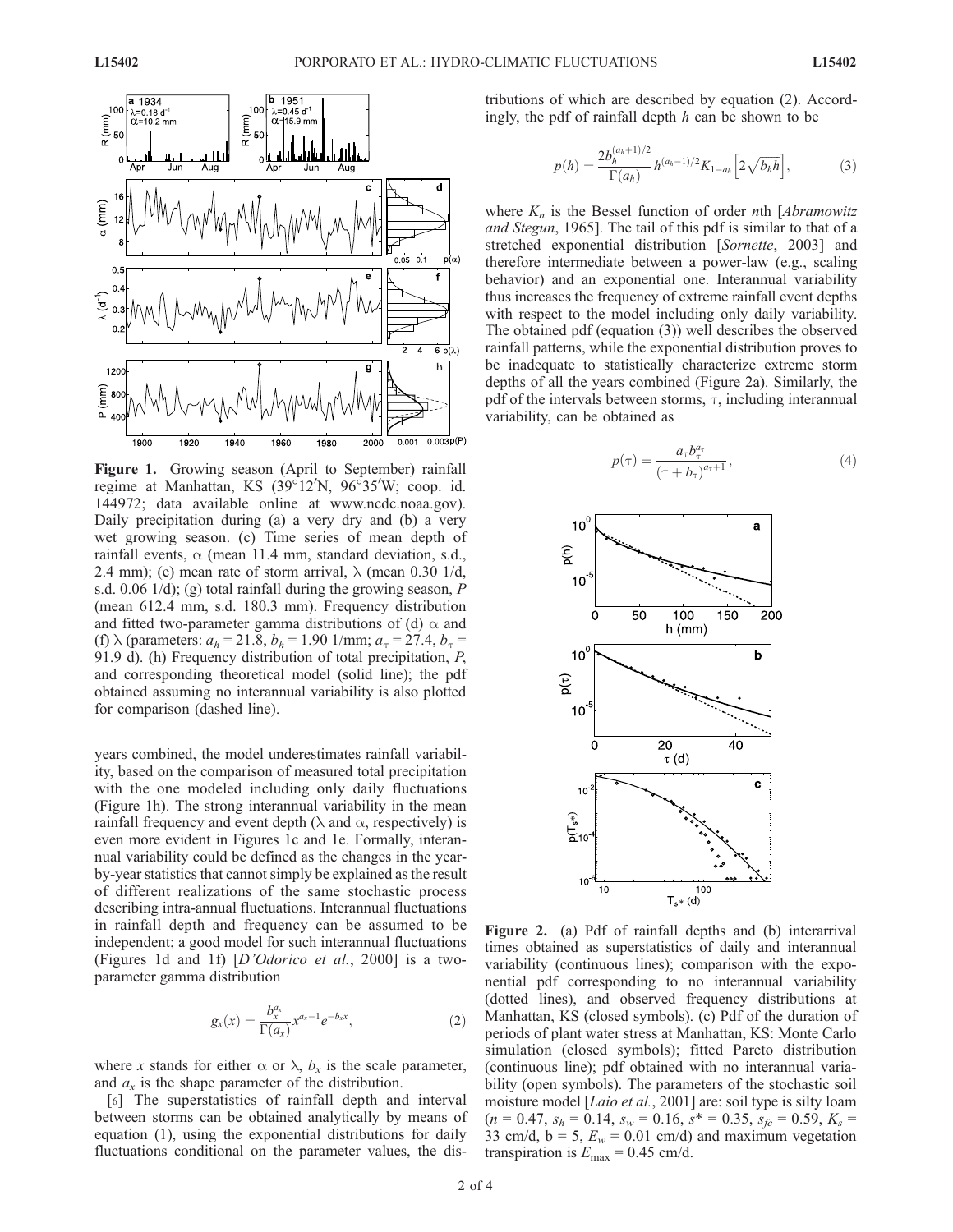**Figure 1.** Growing season (April to September) rainfall regime at Manhattan, KS (39°12′N, 96°35′W; coop. id. 144972; data available online at www.ncdc.noaa.gov). Daily precipitation during (a) a very dry and (b) a very wet growing season. (c) Time series of mean depth of rainfall events, $\alpha$ (mean 11.4 mm, standard deviation, s.d., 2.4 mm); (e) mean rate of storm arrival, $\lambda$ (mean 0.30 1/d, s.d. 0.06 1/d); (g) total rainfall during the growing season, $P$ (mean 612.4 mm, s.d. 180.3 mm). Frequency distribution and fitted two-parameter gamma distributions of (d) $\alpha$ and (f) $\lambda$ (parameters: $a_h = 21.8$, $b_h = 1.90$ 1/mm; $a_\tau = 27.4$, $b_\tau = 91.9$ d). (h) Frequency distribution of total precipitation, $P$, and corresponding theoretical model (solid line); the pdf obtained assuming no interannual variability is also plotted for comparison (dashed line).

years combined, the model underestimates rainfall variability, based on the comparison of measured total precipitation with the one modeled including only daily fluctuations (Figure 1h). The strong interannual variability in the mean rainfall frequency and event depth ($\lambda$ and $\alpha$, respectively) is even more evident in Figures 1c and 1e. Formally, interannual variability could be defined as the changes in the year-by-year statistics that cannot simply be explained as the result of different realizations of the same stochastic process describing intra-annual fluctuations. Interannual fluctuations in rainfall depth and frequency can be assumed to be independent; a good model for such interannual fluctuations (Figures 1d and 1f) [*D'Odorico et al.*, 2000] is a two-parameter gamma distribution

$$g_x(x) = \frac{b_x^{a_x}}{\Gamma(a_x)} x^{a_x - 1} e^{-b_x x}, \tag{2}$$

where $x$ stands for either $\alpha$ or $\lambda$, $b_x$ is the scale parameter, and $a_x$ is the shape parameter of the distribution.

[6] The superstatistics of rainfall depth and interval between storms can be obtained analytically by means of equation (1), using the exponential distributions for daily fluctuations conditional on the parameter values, the distributions of which are described by equation (2). Accordingly, the pdf of rainfall depth $h$ can be shown to be

$$p(h) = \frac{2 b_h^{(a_h+1)/2}}{\Gamma(a_h)} h^{(a_h-1)/2} K_{1-a_h}\left[2\sqrt{b_h h}\right], \tag{3}$$

where $K_n$ is the Bessel function of order $n$th [*Abramowitz and Stegun*, 1965]. The tail of this pdf is similar to that of a stretched exponential distribution [*Sornette*, 2003] and therefore intermediate between a power-law (e.g., scaling behavior) and an exponential one. Interannual variability thus increases the frequency of extreme rainfall event depths with respect to the model including only daily variability. The obtained pdf (equation (3)) well describes the observed rainfall patterns, while the exponential distribution proves to be inadequate to statistically characterize extreme storm depths of all the years combined (Figure 2a). Similarly, the pdf of the intervals between storms, $\tau$, including interannual variability, can be obtained as

$$p(\tau) = \frac{a_\tau b_\tau^{a_\tau}}{(\tau + b_\tau)^{a_\tau+1}}, \tag{4}$$

**Figure 2.** (a) Pdf of rainfall depths and (b) interarrival times obtained as superstatistics of daily and interannual variability (continuous lines); comparison with the exponential pdf corresponding to no interannual variability (dotted lines), and observed frequency distributions at Manhattan, KS (closed symbols). (c) Pdf of the duration of periods of plant water stress at Manhattan, KS: Monte Carlo simulation (closed symbols); fitted Pareto distribution (continuous line); pdf obtained with no interannual variability (open symbols). The parameters of the stochastic soil moisture model [*Laio et al.*, 2001] are: soil type is silty loam ($n = 0.47$, $s_h = 0.14$, $s_w = 0.16$, $s^* = 0.35$, $s_{fc} = 0.59$, $K_s = 33$ cm/d, b = 5, $E_w = 0.01$ cm/d) and maximum vegetation transpiration is $E_{\max} = 0.45$ cm/d.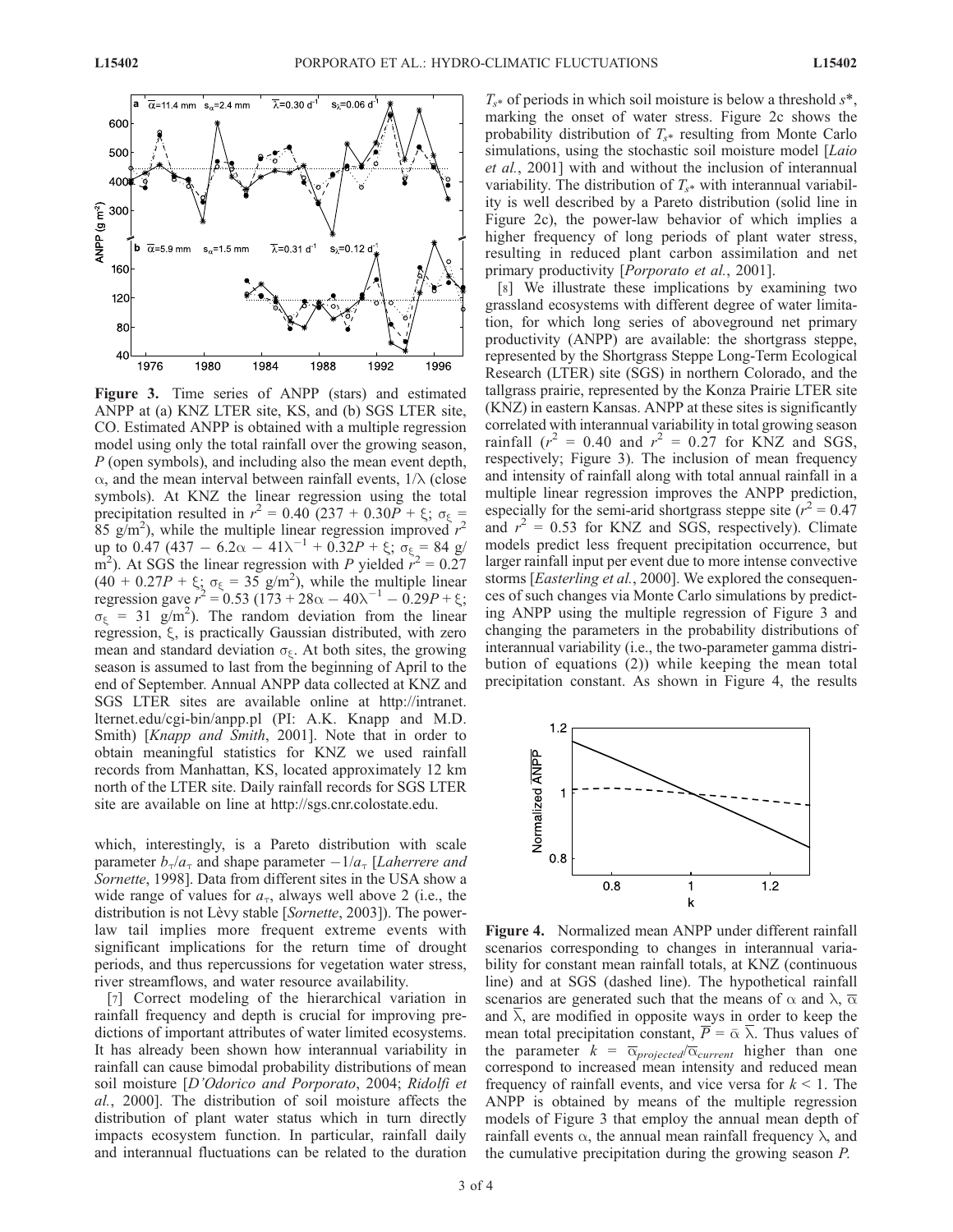**Figure 3.** Time series of ANPP (stars) and estimated ANPP at (a) KNZ LTER site, KS, and (b) SGS LTER site, CO. Estimated ANPP is obtained with a multiple regression model using only the total rainfall over the growing season, $P$ (open symbols), and including also the mean event depth, $\alpha$, and the mean interval between rainfall events, $1/\lambda$ (close symbols). At KNZ the linear regression using the total precipitation resulted in $r^2 = 0.40$ ($237 + 0.30P + \xi$; $\sigma_\xi = 85$ g/m$^2$), while the multiple linear regression improved $r^2$ up to 0.47 ($437 - 6.2\alpha - 41\lambda^{-1} + 0.32P + \xi$; $\sigma_\xi = 84$ g/m$^2$). At SGS the linear regression with $P$ yielded $r^2 = 0.27$ ($40 + 0.27P + \xi$; $\sigma_\xi = 35$ g/m$^2$), while the multiple linear regression gave $r^2 = 0.53$ ($173 + 28\alpha - 40\lambda^{-1} - 0.29P + \xi$; $\sigma_\xi = 31$ g/m$^2$). The random deviation from the linear regression, $\xi$, is practically Gaussian distributed, with zero mean and standard deviation $\sigma_\xi$. At both sites, the growing season is assumed to last from the beginning of April to the end of September. Annual ANPP data collected at KNZ and SGS LTER sites are available online at http://intranet.lternet.edu/cgi-bin/anpp.pl (PI: A.K. Knapp and M.D. Smith) [*Knapp and Smith*, 2001]. Note that in order to obtain meaningful statistics for KNZ we used rainfall records from Manhattan, KS, located approximately 12 km north of the LTER site. Daily rainfall records for SGS LTER site are available on line at http://sgs.cnr.colostate.edu.

which, interestingly, is a Pareto distribution with scale parameter $b_\tau/a_\tau$ and shape parameter $-1/a_\tau$ [*Laherrere and Sornette*, 1998]. Data from different sites in the USA show a wide range of values for $a_\tau$, always well above 2 (i.e., the distribution is not Lèvy stable [*Sornette*, 2003]). The power-law tail implies more frequent extreme events with significant implications for the return time of drought periods, and thus repercussions for vegetation water stress, river streamflows, and water resource availability.

[7] Correct modeling of the hierarchical variation in rainfall frequency and depth is crucial for improving predictions of important attributes of water limited ecosystems. It has already been shown how interannual variability in rainfall can cause bimodal probability distributions of mean soil moisture [*D'Odorico and Porporato*, 2004; *Ridolfi et al.*, 2000]. The distribution of soil moisture affects the distribution of plant water status which in turn directly impacts ecosystem function. In particular, rainfall daily and interannual fluctuations can be related to the duration $T_{s^*}$ of periods in which soil moisture is below a threshold $s^*$, marking the onset of water stress. Figure 2c shows the probability distribution of $T_{s^*}$ resulting from Monte Carlo simulations, using the stochastic soil moisture model [*Laio et al.*, 2001] with and without the inclusion of interannual variability. The distribution of $T_{s^*}$ with interannual variability is well described by a Pareto distribution (solid line in Figure 2c), the power-law behavior of which implies a higher frequency of long periods of plant water stress, resulting in reduced plant carbon assimilation and net primary productivity [*Porporato et al.*, 2001].

[8] We illustrate these implications by examining two grassland ecosystems with different degree of water limitation, for which long series of aboveground net primary productivity (ANPP) are available: the shortgrass steppe, represented by the Shortgrass Steppe Long-Term Ecological Research (LTER) site (SGS) in northern Colorado, and the tallgrass prairie, represented by the Konza Prairie LTER site (KNZ) in eastern Kansas. ANPP at these sites is significantly correlated with interannual variability in total growing season rainfall ($r^2 = 0.40$ and $r^2 = 0.27$ for KNZ and SGS, respectively; Figure 3). The inclusion of mean frequency and intensity of rainfall along with total annual rainfall in a multiple linear regression improves the ANPP prediction, especially for the semi-arid shortgrass steppe site ($r^2 = 0.47$ and $r^2 = 0.53$ for KNZ and SGS, respectively). Climate models predict less frequent precipitation occurrence, but larger rainfall input per event due to more intense convective storms [*Easterling et al.*, 2000]. We explored the consequences of such changes via Monte Carlo simulations by predicting ANPP using the multiple regression of Figure 3 and changing the parameters in the probability distributions of interannual variability (i.e., the two-parameter gamma distribution of equations (2)) while keeping the mean total precipitation constant. As shown in Figure 4, the results

**Figure 4.** Normalized mean ANPP under different rainfall scenarios corresponding to changes in interannual variability for constant mean rainfall totals, at KNZ (continuous line) and at SGS (dashed line). The hypothetical rainfall scenarios are generated such that the means of $\alpha$ and $\lambda$, $\overline{\alpha}$ and $\overline{\lambda}$, are modified in opposite ways in order to keep the mean total precipitation constant, $\overline{P} = \overline{\alpha}\,\overline{\lambda}$. Thus values of the parameter $k = \overline{\alpha}_{projected}/\overline{\alpha}_{current}$ higher than one correspond to increased mean intensity and reduced mean frequency of rainfall events, and vice versa for $k < 1$. The ANPP is obtained by means of the multiple regression models of Figure 3 that employ the annual mean depth of rainfall events $\alpha$, the annual mean rainfall frequency $\lambda$, and the cumulative precipitation during the growing season $P$.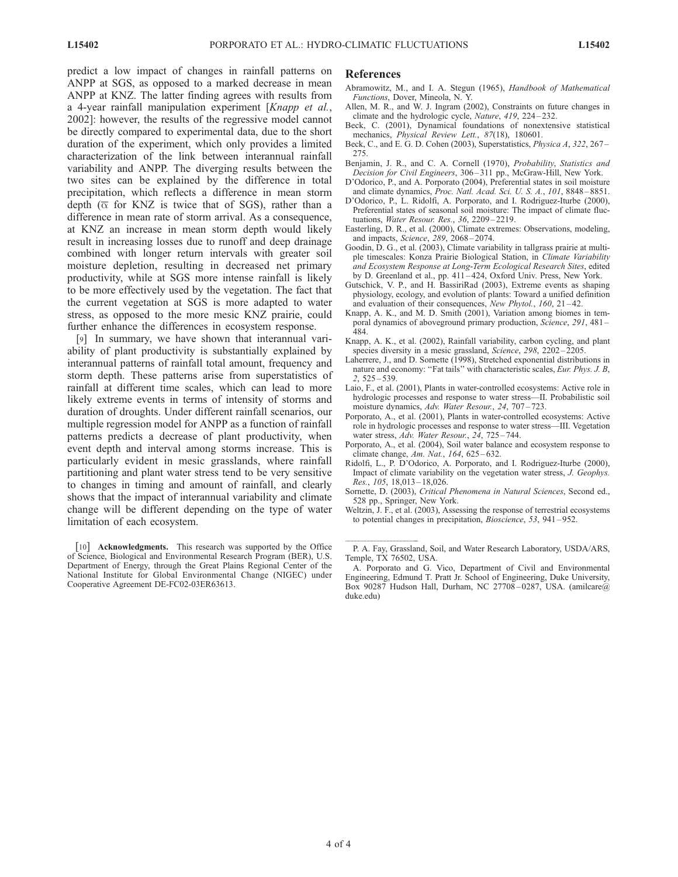predict a low impact of changes in rainfall patterns on ANPP at SGS, as opposed to a marked decrease in mean ANPP at KNZ. The latter finding agrees with results from a 4-year rainfall manipulation experiment [*Knapp et al.*, 2002]: however, the results of the regressive model cannot be directly compared to experimental data, due to the short duration of the experiment, which only provides a limited characterization of the link between interannual rainfall variability and ANPP. The diverging results between the two sites can be explained by the difference in total precipitation, which reflects a difference in mean storm depth ($\overline{\alpha}$ for KNZ is twice that of SGS), rather than a difference in mean rate of storm arrival. As a consequence, at KNZ an increase in mean storm depth would likely result in increasing losses due to runoff and deep drainage combined with longer return intervals with greater soil moisture depletion, resulting in decreased net primary productivity, while at SGS more intense rainfall is likely to be more effectively used by the vegetation. The fact that the current vegetation at SGS is more adapted to water stress, as opposed to the more mesic KNZ prairie, could further enhance the differences in ecosystem response.

[9] In summary, we have shown that interannual variability of plant productivity is substantially explained by interannual patterns of rainfall total amount, frequency and storm depth. These patterns arise from superstatistics of rainfall at different time scales, which can lead to more likely extreme events in terms of intensity of storms and duration of droughts. Under different rainfall scenarios, our multiple regression model for ANPP as a function of rainfall patterns predicts a decrease of plant productivity, when event depth and interval among storms increase. This is particularly evident in mesic grasslands, where rainfall partitioning and plant water stress tend to be very sensitive to changes in timing and amount of rainfall, and clearly shows that the impact of interannual variability and climate change will be different depending on the type of water limitation of each ecosystem.

[10] **Acknowledgments.** This research was supported by the Office of Science, Biological and Environmental Research Program (BER), U.S. Department of Energy, through the Great Plains Regional Center of the National Institute for Global Environmental Change (NIGEC) under Cooperative Agreement DE-FC02-03ER63613.

## References

Abramowitz, M., and I. A. Stegun (1965), *Handbook of Mathematical Functions*, Dover, Mineola, N. Y.

Allen, M. R., and W. J. Ingram (2002), Constraints on future changes in climate and the hydrologic cycle, *Nature*, *419*, 224–232.

Beck, C. (2001), Dynamical foundations of nonextensive statistical mechanics, *Physical Review Lett.*, *87*(18), 180601.

Beck, C., and E. G. D. Cohen (2003), Superstatistics, *Physica A*, *322*, 267–275.

Benjamin, J. R., and C. A. Cornell (1970), *Probability, Statistics and Decision for Civil Engineers*, 306–311 pp., McGraw-Hill, New York.

D'Odorico, P., and A. Porporato (2004), Preferential states in soil moisture and climate dynamics, *Proc. Natl. Acad. Sci. U. S. A.*, *101*, 8848–8851.

D'Odorico, P., L. Ridolfi, A. Porporato, and I. Rodriguez-Iturbe (2000), Preferential states of seasonal soil moisture: The impact of climate fluctuations, *Water Resour. Res.*, *36*, 2209–2219.

Easterling, D. R., et al. (2000), Climate extremes: Observations, modeling, and impacts, *Science*, *289*, 2068–2074.

Goodin, D. G., et al. (2003), Climate variability in tallgrass prairie at multiple timescales: Konza Prairie Biological Station, in *Climate Variability and Ecosystem Response at Long-Term Ecological Research Sites*, edited by D. Greenland et al., pp. 411–424, Oxford Univ. Press, New York.

Gutschick, V. P., and H. BassiriRad (2003), Extreme events as shaping physiology, ecology, and evolution of plants: Toward a unified definition and evaluation of their consequences, *New Phytol.*, *160*, 21–42.

Knapp, A. K., and M. D. Smith (2001), Variation among biomes in temporal dynamics of aboveground primary production, *Science*, *291*, 481–484.

Knapp, A. K., et al. (2002), Rainfall variability, carbon cycling, and plant species diversity in a mesic grassland, *Science*, *298*, 2202–2205.

Laherrere, J., and D. Sornette (1998), Stretched exponential distributions in nature and economy: "Fat tails" with characteristic scales, *Eur. Phys. J. B*, *2*, 525–539.

Laio, F., et al. (2001), Plants in water-controlled ecosystems: Active role in hydrologic processes and response to water stress—II. Probabilistic soil moisture dynamics, *Adv. Water Resour.*, *24*, 707–723.

Porporato, A., et al. (2001), Plants in water-controlled ecosystems: Active role in hydrologic processes and response to water stress—III. Vegetation water stress, *Adv. Water Resour.*, *24*, 725–744.

Porporato, A., et al. (2004), Soil water balance and ecosystem response to climate change, *Am. Nat.*, *164*, 625–632.

Ridolfi, L., P. D'Odorico, A. Porporato, and I. Rodriguez-Iturbe (2000), Impact of climate variability on the vegetation water stress, *J. Geophys. Res.*, *105*, 18,013–18,026.

Sornette, D. (2003), *Critical Phenomena in Natural Sciences*, Second ed., 528 pp., Springer, New York.

Weltzin, J. F., et al. (2003), Assessing the response of terrestrial ecosystems to potential changes in precipitation, *Bioscience*, *53*, 941–952.

---

P. A. Fay, Grassland, Soil, and Water Research Laboratory, USDA/ARS, Temple, TX 76502, USA.

A. Porporato and G. Vico, Department of Civil and Environmental Engineering, Edmund T. Pratt Jr. School of Engineering, Duke University, Box 90287 Hudson Hall, Durham, NC 27708–0287, USA. (amilcare@duke.edu)